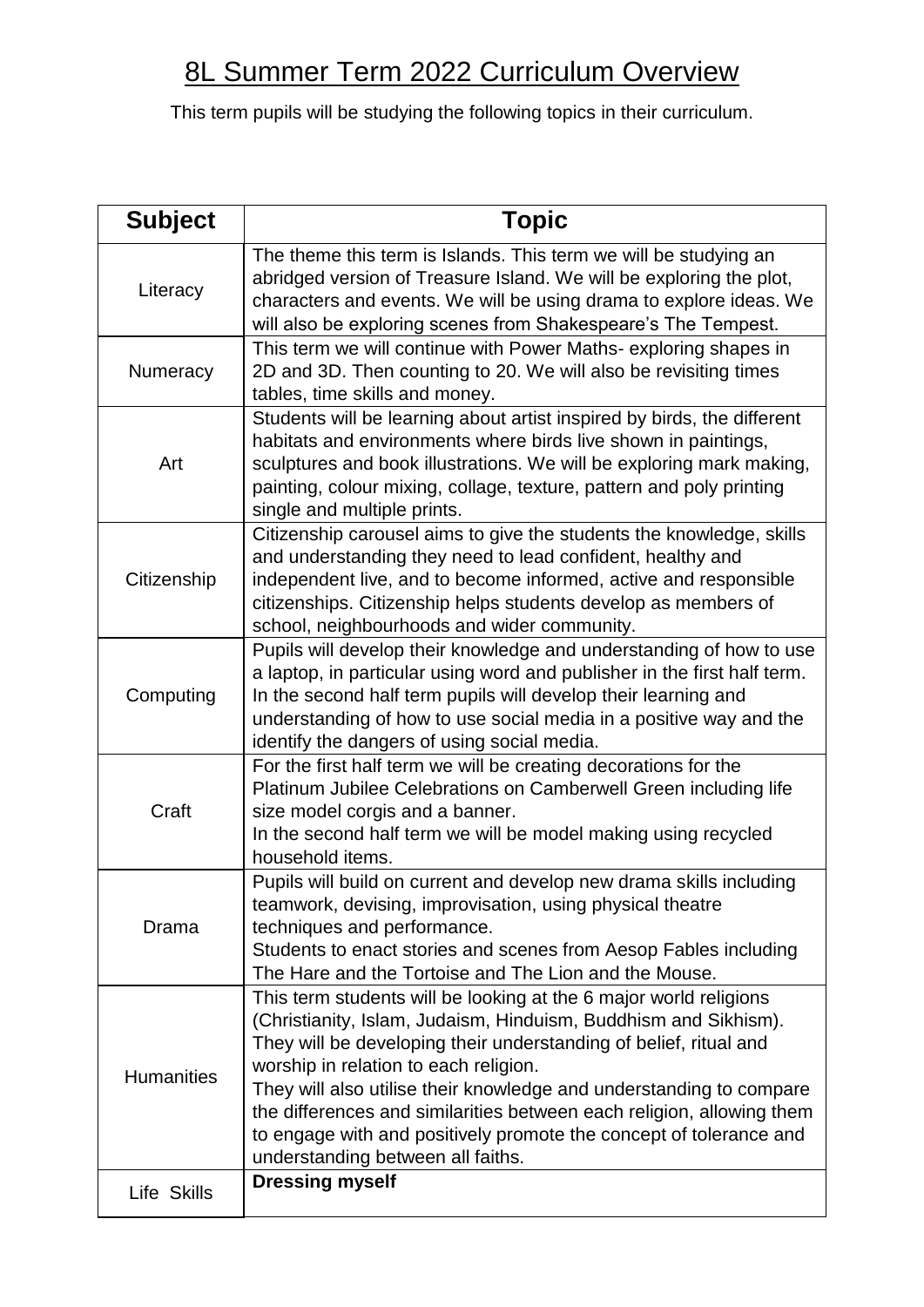# 8L Summer Term 2022 Curriculum Overview

This term pupils will be studying the following topics in their curriculum.

| Subject | Topic |
|---|---|
| Literacy | The theme this term is Islands. This term we will be studying an abridged version of Treasure Island. We will be exploring the plot, characters and events. We will be using drama to explore ideas. We will also be exploring scenes from Shakespeare's The Tempest. |
| Numeracy | This term we will continue with Power Maths- exploring shapes in 2D and 3D. Then counting to 20. We will also be revisiting times tables, time skills and money. |
| Art | Students will be learning about artist inspired by birds, the different habitats and environments where birds live shown in paintings, sculptures and book illustrations. We will be exploring mark making, painting, colour mixing, collage, texture, pattern and poly printing single and multiple prints. |
| Citizenship | Citizenship carousel aims to give the students the knowledge, skills and understanding they need to lead confident, healthy and independent live, and to become informed, active and responsible citizenships. Citizenship helps students develop as members of school, neighbourhoods and wider community. |
| Computing | Pupils will develop their knowledge and understanding of how to use a laptop, in particular using word and publisher in the first half term. In the second half term pupils will develop their learning and understanding of how to use social media in a positive way and the identify the dangers of using social media. |
| Craft | For the first half term we will be creating decorations for the Platinum Jubilee Celebrations on Camberwell Green including life size model corgis and a banner.<br>In the second half term we will be model making using recycled household items. |
| Drama | Pupils will build on current and develop new drama skills including teamwork, devising, improvisation, using physical theatre techniques and performance.<br>Students to enact stories and scenes from Aesop Fables including The Hare and the Tortoise and The Lion and the Mouse. |
| Humanities | This term students will be looking at the 6 major world religions (Christianity, Islam, Judaism, Hinduism, Buddhism and Sikhism). They will be developing their understanding of belief, ritual and worship in relation to each religion.<br>They will also utilise their knowledge and understanding to compare the differences and similarities between each religion, allowing them to engage with and positively promote the concept of tolerance and understanding between all faiths. |
| Life Skills | **Dressing myself** |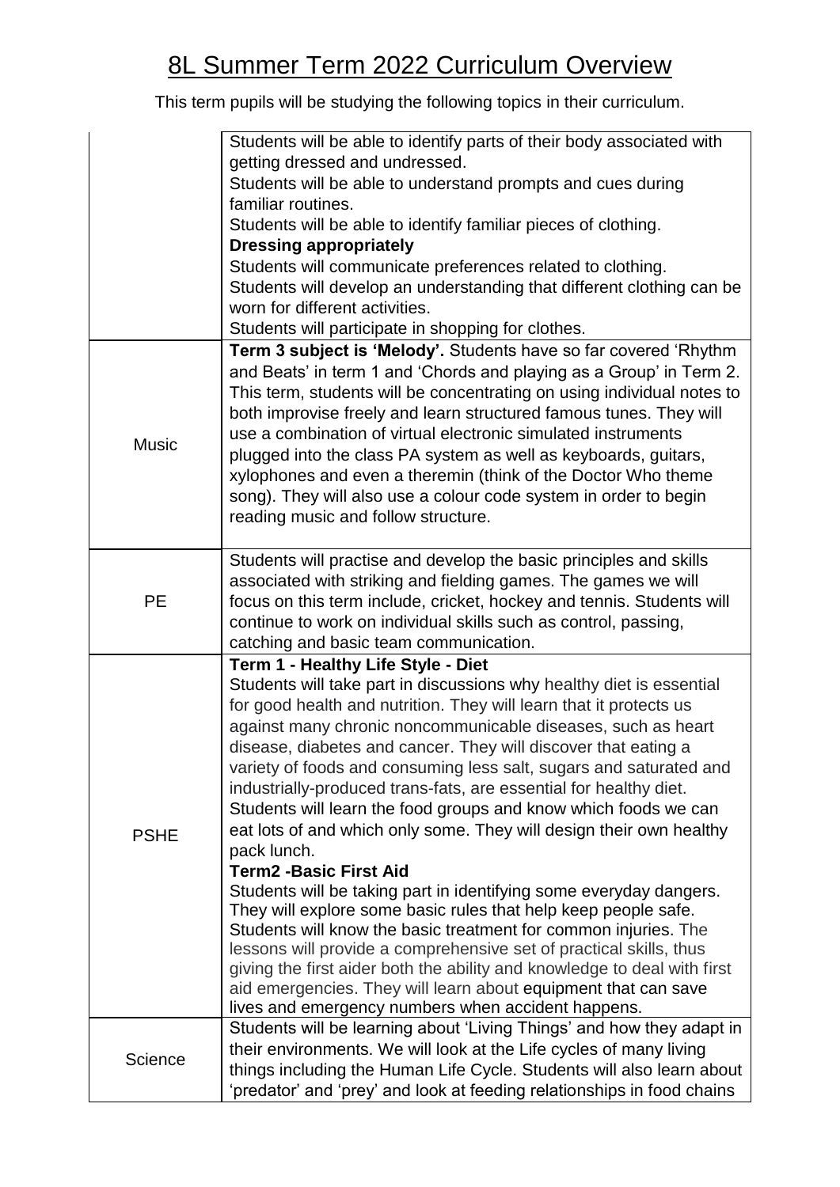# 8L Summer Term 2022 Curriculum Overview

This term pupils will be studying the following topics in their curriculum.

| | |
|---|---|
| | Students will be able to identify parts of their body associated with getting dressed and undressed.<br>Students will be able to understand prompts and cues during familiar routines.<br>Students will be able to identify familiar pieces of clothing.<br>**Dressing appropriately**<br>Students will communicate preferences related to clothing.<br>Students will develop an understanding that different clothing can be worn for different activities.<br>Students will participate in shopping for clothes. |
| Music | **Term 3 subject is 'Melody'.** Students have so far covered 'Rhythm and Beats' in term 1 and 'Chords and playing as a Group' in Term 2. This term, students will be concentrating on using individual notes to both improvise freely and learn structured famous tunes. They will use a combination of virtual electronic simulated instruments plugged into the class PA system as well as keyboards, guitars, xylophones and even a theremin (think of the Doctor Who theme song). They will also use a colour code system in order to begin reading music and follow structure. |
| PE | Students will practise and develop the basic principles and skills associated with striking and fielding games. The games we will focus on this term include, cricket, hockey and tennis. Students will continue to work on individual skills such as control, passing, catching and basic team communication. |
| PSHE | **Term 1 - Healthy Life Style - Diet**<br>Students will take part in discussions why healthy diet is essential for good health and nutrition. They will learn that it protects us against many chronic noncommunicable diseases, such as heart disease, diabetes and cancer. They will discover that eating a variety of foods and consuming less salt, sugars and saturated and industrially-produced trans-fats, are essential for healthy diet. Students will learn the food groups and know which foods we can eat lots of and which only some. They will design their own healthy pack lunch.<br>**Term2 -Basic First Aid**<br>Students will be taking part in identifying some everyday dangers. They will explore some basic rules that help keep people safe. Students will know the basic treatment for common injuries. The lessons will provide a comprehensive set of practical skills, thus giving the first aider both the ability and knowledge to deal with first aid emergencies. They will learn about equipment that can save lives and emergency numbers when accident happens. |
| Science | Students will be learning about 'Living Things' and how they adapt in their environments. We will look at the Life cycles of many living things including the Human Life Cycle. Students will also learn about 'predator' and 'prey' and look at feeding relationships in food chains |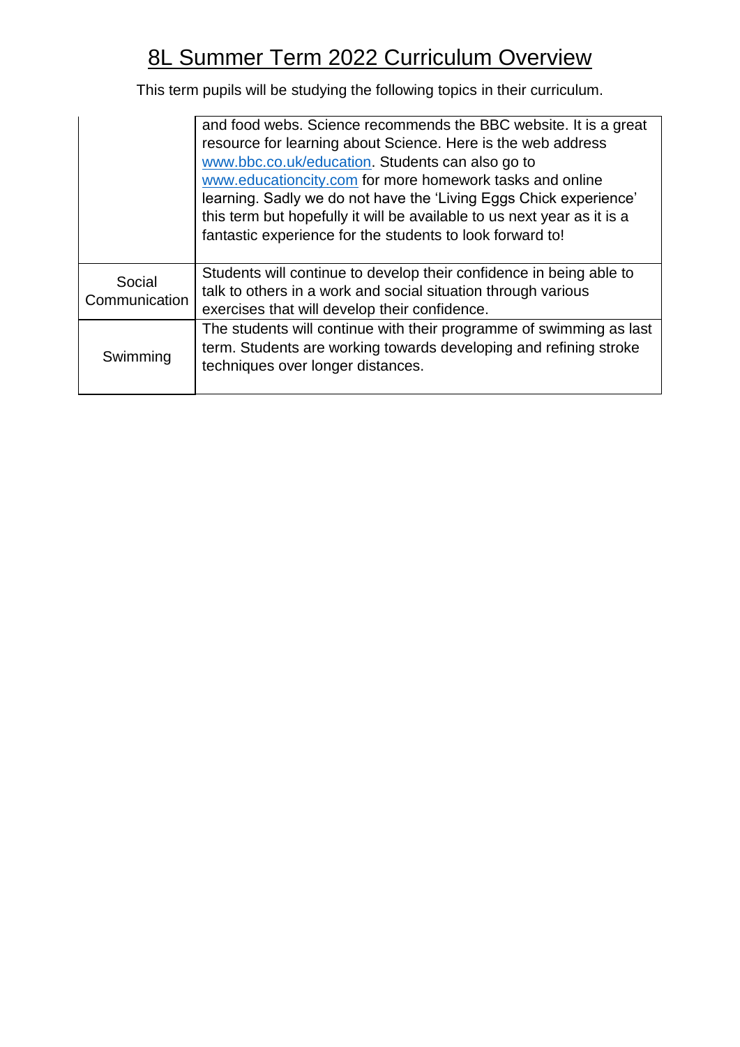# 8L Summer Term 2022 Curriculum Overview

This term pupils will be studying the following topics in their curriculum.

| | |
|---|---|
| | and food webs. Science recommends the BBC website. It is a great resource for learning about Science. Here is the web address [www.bbc.co.uk/education](www.bbc.co.uk/education). Students can also go to [www.educationcity.com](www.educationcity.com) for more homework tasks and online learning. Sadly we do not have the 'Living Eggs Chick experience' this term but hopefully it will be available to us next year as it is a fantastic experience for the students to look forward to! |
| Social Communication | Students will continue to develop their confidence in being able to talk to others in a work and social situation through various exercises that will develop their confidence. |
| Swimming | The students will continue with their programme of swimming as last term. Students are working towards developing and refining stroke techniques over longer distances. |